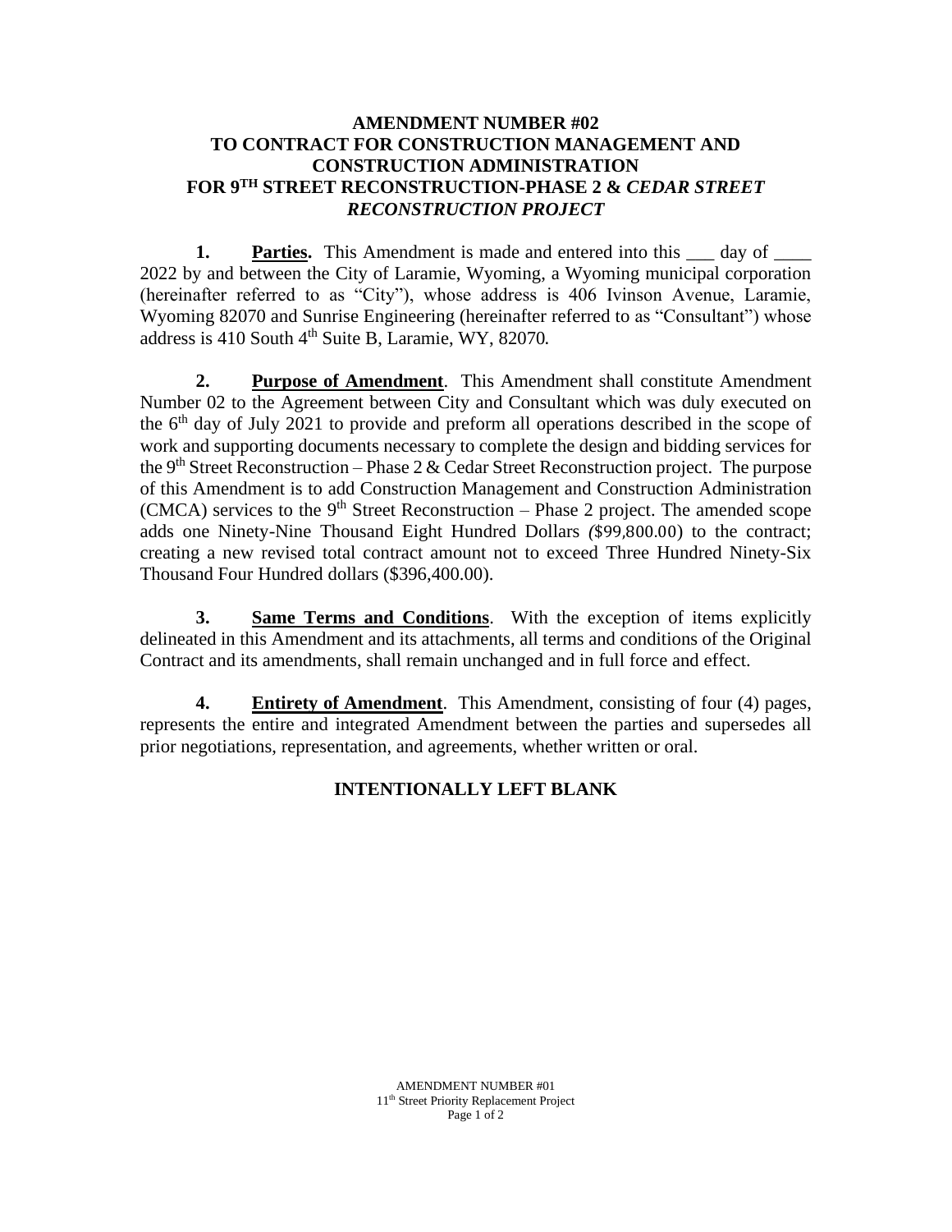# AMENDMENT NUMBER #02
# TO CONTRACT FOR CONSTRUCTION MANAGEMENT AND CONSTRUCTION ADMINISTRATION
# FOR 9TH STREET RECONSTRUCTION-PHASE 2 & *CEDAR STREET RECONSTRUCTION PROJECT*

**1. Parties.** This Amendment is made and entered into this ___ day of ____ 2022 by and between the City of Laramie, Wyoming, a Wyoming municipal corporation (hereinafter referred to as "City"), whose address is 406 Ivinson Avenue, Laramie, Wyoming 82070 and Sunrise Engineering (hereinafter referred to as "Consultant") whose address is 410 South 4th Suite B, Laramie, WY, 82070.

**2. Purpose of Amendment**. This Amendment shall constitute Amendment Number 02 to the Agreement between City and Consultant which was duly executed on the 6th day of July 2021 to provide and preform all operations described in the scope of work and supporting documents necessary to complete the design and bidding services for the 9th Street Reconstruction – Phase 2 & Cedar Street Reconstruction project. The purpose of this Amendment is to add Construction Management and Construction Administration (CMCA) services to the 9th Street Reconstruction – Phase 2 project. The amended scope adds one Ninety-Nine Thousand Eight Hundred Dollars *(*$99,800.00) to the contract; creating a new revised total contract amount not to exceed Three Hundred Ninety-Six Thousand Four Hundred dollars ($396,400.00).

**3. Same Terms and Conditions**. With the exception of items explicitly delineated in this Amendment and its attachments, all terms and conditions of the Original Contract and its amendments, shall remain unchanged and in full force and effect.

**4. Entirety of Amendment**. This Amendment, consisting of four (4) pages, represents the entire and integrated Amendment between the parties and supersedes all prior negotiations, representation, and agreements, whether written or oral.

**INTENTIONALLY LEFT BLANK**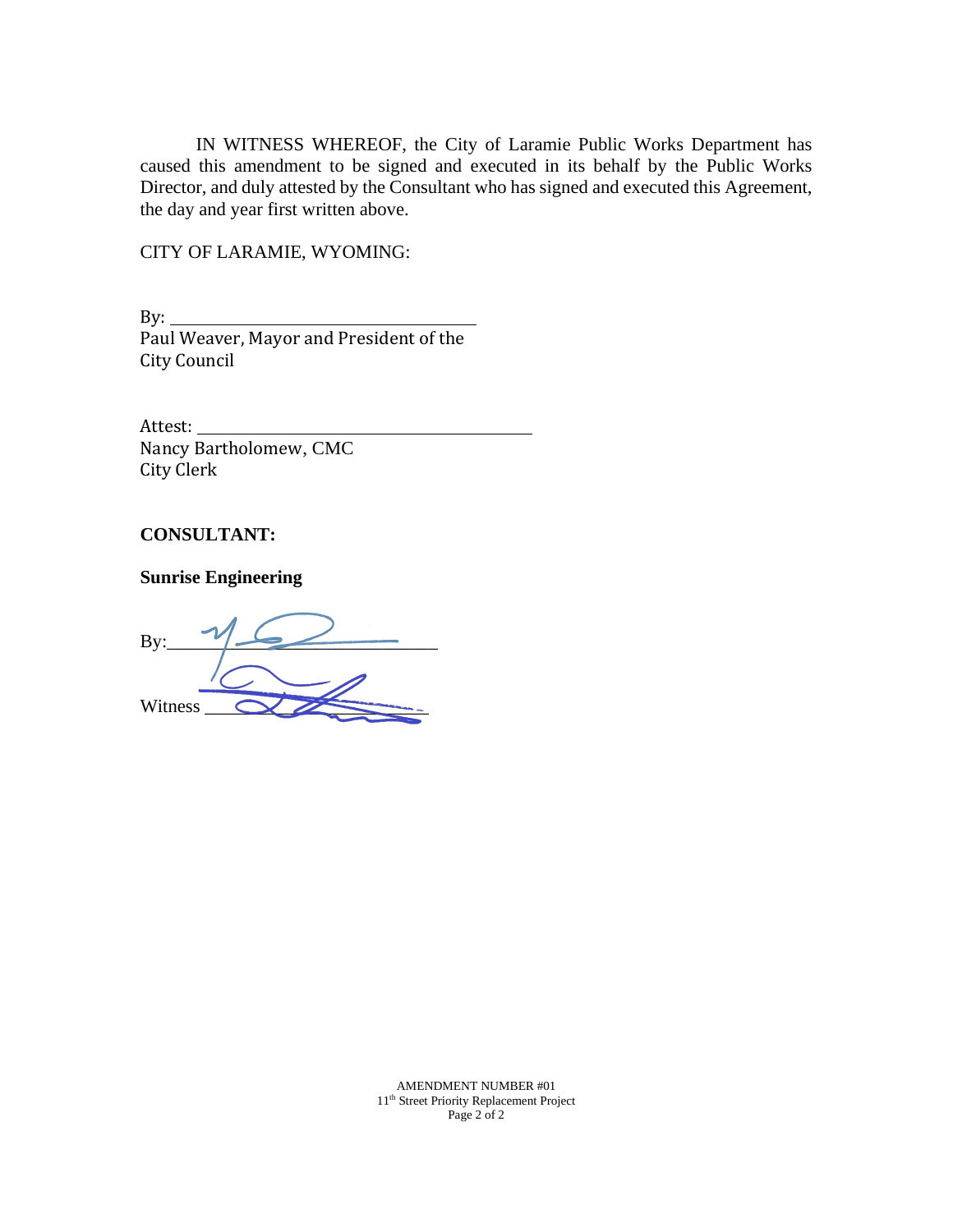IN WITNESS WHEREOF, the City of Laramie Public Works Department has caused this amendment to be signed and executed in its behalf by the Public Works Director, and duly attested by the Consultant who has signed and executed this Agreement, the day and year first written above.

CITY OF LARAMIE, WYOMING:

By: ___________________________________
Paul Weaver, Mayor and President of the City Council

Attest: ___________________________________
Nancy Bartholomew, CMC
City Clerk

**CONSULTANT:**

**Sunrise Engineering**

By: ___________________________________

Witness ___________________________________

AMENDMENT NUMBER #01
11th Street Priority Replacement Project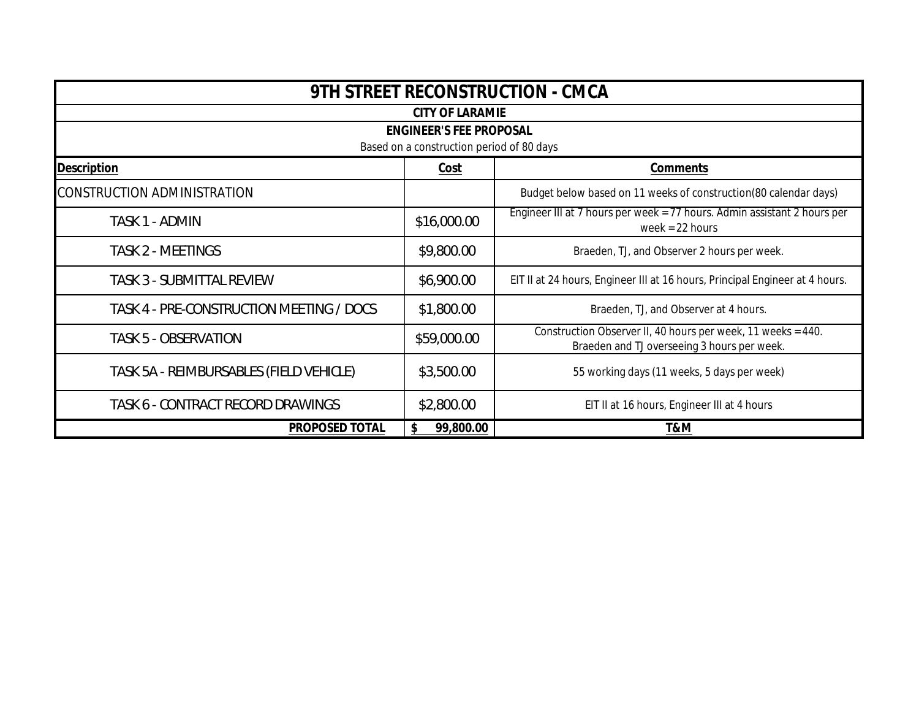# 9TH STREET RECONSTRUCTION - CMCA

**CITY OF LARAMIE**

**ENGINEER'S FEE PROPOSAL**

Based on a construction period of 80 days

| Description | Cost | Comments |
|---|---|---|
| CONSTRUCTION ADMINISTRATION | | Budget below based on 11 weeks of construction(80 calendar days) |
| TASK 1 - ADMIN | $16,000.00 | Engineer III at 7 hours per week = 77 hours. Admin assistant 2 hours per week = 22 hours |
| TASK 2 - MEETINGS | $9,800.00 | Braeden, TJ, and Observer 2 hours per week. |
| TASK 3 - SUBMITTAL REVIEW | $6,900.00 | EIT II at 24 hours, Engineer III at 16 hours, Principal Engineer at 4 hours. |
| TASK 4 - PRE-CONSTRUCTION MEETING / DOCS | $1,800.00 | Braeden, TJ, and Observer at 4 hours. |
| TASK 5 - OBSERVATION | $59,000.00 | Construction Observer II, 40 hours per week, 11 weeks = 440. Braeden and TJ overseeing 3 hours per week. |
| TASK 5A - REIMBURSABLES (FIELD VEHICLE) | $3,500.00 | 55 working days (11 weeks, 5 days per week) |
| TASK 6 - CONTRACT RECORD DRAWINGS | $2,800.00 | EIT II at 16 hours, Engineer III at 4 hours |
| **PROPOSED TOTAL** | **$ 99,800.00** | **T&M** |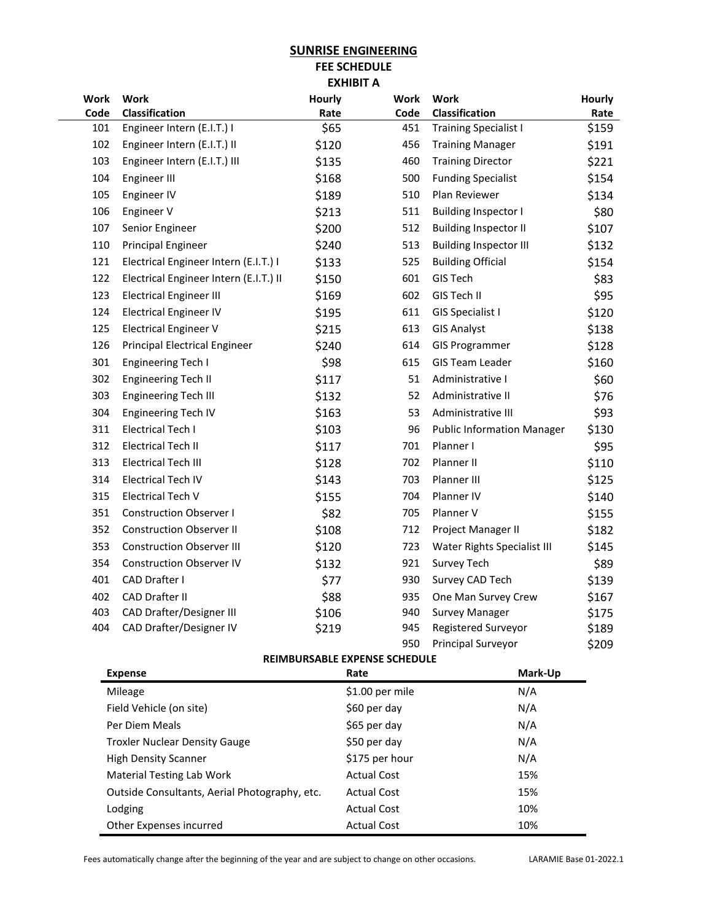# SUNRISE ENGINEERING

## FEE SCHEDULE

## EXHIBIT A

| Work Code | Work Classification | Hourly Rate | Work Code | Work Classification | Hourly Rate |
|---|---|---|---|---|---|
| 101 | Engineer Intern (E.I.T.) I | $65 | 451 | Training Specialist I | $159 |
| 102 | Engineer Intern (E.I.T.) II | $120 | 456 | Training Manager | $191 |
| 103 | Engineer Intern (E.I.T.) III | $135 | 460 | Training Director | $221 |
| 104 | Engineer III | $168 | 500 | Funding Specialist | $154 |
| 105 | Engineer IV | $189 | 510 | Plan Reviewer | $134 |
| 106 | Engineer V | $213 | 511 | Building Inspector I | $80 |
| 107 | Senior Engineer | $200 | 512 | Building Inspector II | $107 |
| 110 | Principal Engineer | $240 | 513 | Building Inspector III | $132 |
| 121 | Electrical Engineer Intern (E.I.T.) I | $133 | 525 | Building Official | $154 |
| 122 | Electrical Engineer Intern (E.I.T.) II | $150 | 601 | GIS Tech | $83 |
| 123 | Electrical Engineer III | $169 | 602 | GIS Tech II | $95 |
| 124 | Electrical Engineer IV | $195 | 611 | GIS Specialist I | $120 |
| 125 | Electrical Engineer V | $215 | 613 | GIS Analyst | $138 |
| 126 | Principal Electrical Engineer | $240 | 614 | GIS Programmer | $128 |
| 301 | Engineering Tech I | $98 | 615 | GIS Team Leader | $160 |
| 302 | Engineering Tech II | $117 | 51 | Administrative I | $60 |
| 303 | Engineering Tech III | $132 | 52 | Administrative II | $76 |
| 304 | Engineering Tech IV | $163 | 53 | Administrative III | $93 |
| 311 | Electrical Tech I | $103 | 96 | Public Information Manager | $130 |
| 312 | Electrical Tech II | $117 | 701 | Planner I | $95 |
| 313 | Electrical Tech III | $128 | 702 | Planner II | $110 |
| 314 | Electrical Tech IV | $143 | 703 | Planner III | $125 |
| 315 | Electrical Tech V | $155 | 704 | Planner IV | $140 |
| 351 | Construction Observer I | $82 | 705 | Planner V | $155 |
| 352 | Construction Observer II | $108 | 712 | Project Manager II | $182 |
| 353 | Construction Observer III | $120 | 723 | Water Rights Specialist III | $145 |
| 354 | Construction Observer IV | $132 | 921 | Survey Tech | $89 |
| 401 | CAD Drafter I | $77 | 930 | Survey CAD Tech | $139 |
| 402 | CAD Drafter II | $88 | 935 | One Man Survey Crew | $167 |
| 403 | CAD Drafter/Designer III | $106 | 940 | Survey Manager | $175 |
| 404 | CAD Drafter/Designer IV | $219 | 945 | Registered Surveyor | $189 |
| | | | 950 | Principal Surveyor | $209 |

**REIMBURSABLE EXPENSE SCHEDULE**

| Expense | Rate | Mark-Up |
|---|---|---|
| Mileage | $1.00 per mile | N/A |
| Field Vehicle (on site) | $60 per day | N/A |
| Per Diem Meals | $65 per day | N/A |
| Troxler Nuclear Density Gauge | $50 per day | N/A |
| High Density Scanner | $175 per hour | N/A |
| Material Testing Lab Work | Actual Cost | 15% |
| Outside Consultants, Aerial Photography, etc. | Actual Cost | 15% |
| Lodging | Actual Cost | 10% |
| Other Expenses incurred | Actual Cost | 10% |

Fees automatically change after the beginning of the year and are subject to change on other occasions.

LARAMIE Base 01-2022.1